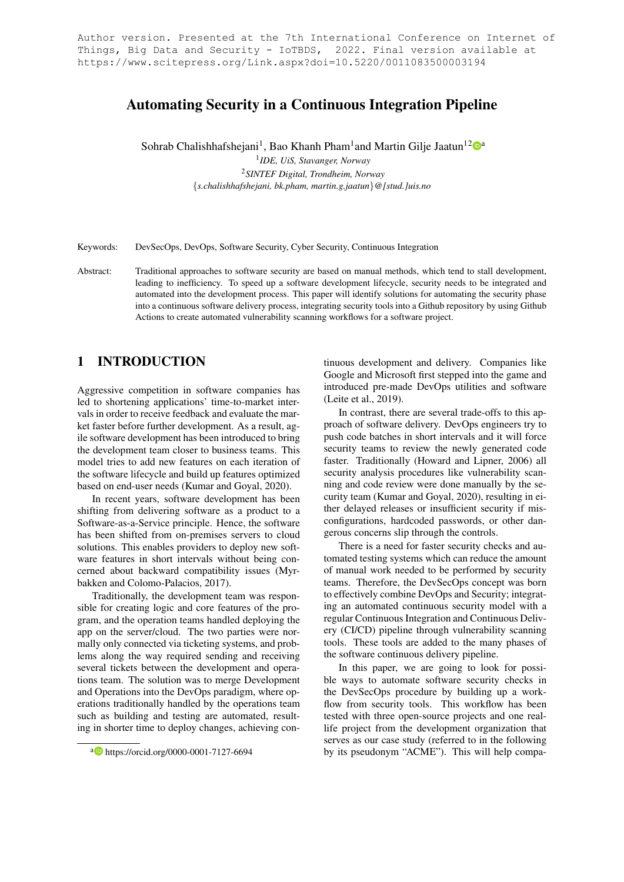Author version. Presented at the 7th International Conference on Internet of Things, Big Data and Security - IoTBDS, 2022. Final version available at https://www.scitepress.org/Link.aspx?doi=10.5220/0011083500003194

# Automating Security in a Continuous Integration Pipeline

Sohrab Chalishhafshejani[1], Bao Khanh Pham[1] and Martin Gilje Jaatun[1,2][a]

[1] *IDE, UiS, Stavanger, Norway*

[2] *SINTEF Digital, Trondheim, Norway*

{*s.chalishhafshejani, bk.pham, martin.g.jaatun*}*@[stud.]uis.no*

Keywords: DevSecOps, DevOps, Software Security, Cyber Security, Continuous Integration

Abstract: Traditional approaches to software security are based on manual methods, which tend to stall development, leading to inefficiency. To speed up a software development lifecycle, security needs to be integrated and automated into the development process. This paper will identify solutions for automating the security phase into a continuous software delivery process, integrating security tools into a Github repository by using Github Actions to create automated vulnerability scanning workflows for a software project.

## 1 INTRODUCTION

Aggressive competition in software companies has led to shortening applications' time-to-market intervals in order to receive feedback and evaluate the market faster before further development. As a result, agile software development has been introduced to bring the development team closer to business teams. This model tries to add new features on each iteration of the software lifecycle and build up features optimized based on end-user needs (Kumar and Goyal, 2020).

In recent years, software development has been shifting from delivering software as a product to a Software-as-a-Service principle. Hence, the software has been shifted from on-premises servers to cloud solutions. This enables providers to deploy new software features in short intervals without being concerned about backward compatibility issues (Myrbakken and Colomo-Palacios, 2017).

Traditionally, the development team was responsible for creating logic and core features of the program, and the operation teams handled deploying the app on the server/cloud. The two parties were normally only connected via ticketing systems, and problems along the way required sending and receiving several tickets between the development and operations team. The solution was to merge Development and Operations into the DevOps paradigm, where operations traditionally handled by the operations team such as building and testing are automated, resulting in shorter time to deploy changes, achieving continuous development and delivery. Companies like Google and Microsoft first stepped into the game and introduced pre-made DevOps utilities and software (Leite et al., 2019).

In contrast, there are several trade-offs to this approach of software delivery. DevOps engineers try to push code batches in short intervals and it will force security teams to review the newly generated code faster. Traditionally (Howard and Lipner, 2006) all security analysis procedures like vulnerability scanning and code review were done manually by the security team (Kumar and Goyal, 2020), resulting in either delayed releases or insufficient security if misconfigurations, hardcoded passwords, or other dangerous concerns slip through the controls.

There is a need for faster security checks and automated testing systems which can reduce the amount of manual work needed to be performed by security teams. Therefore, the DevSecOps concept was born to effectively combine DevOps and Security; integrating an automated continuous security model with a regular Continuous Integration and Continuous Delivery (CI/CD) pipeline through vulnerability scanning tools. These tools are added to the many phases of the software continuous delivery pipeline.

In this paper, we are going to look for possible ways to automate software security checks in the DevSecOps procedure by building up a workflow from security tools. This workflow has been tested with three open-source projects and one real-life project from the development organization that serves as our case study (referred to in the following by its pseudonym "ACME"). This will help compa-

[a] https://orcid.org/0000-0001-7127-6694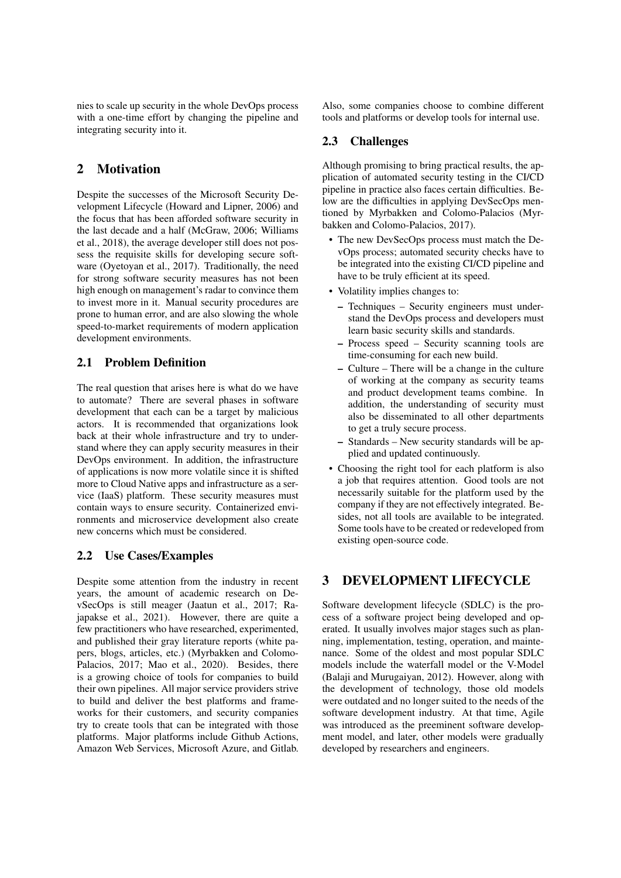nies to scale up security in the whole DevOps process with a one-time effort by changing the pipeline and integrating security into it.

## 2 Motivation

Despite the successes of the Microsoft Security Development Lifecycle (Howard and Lipner, 2006) and the focus that has been afforded software security in the last decade and a half (McGraw, 2006; Williams et al., 2018), the average developer still does not possess the requisite skills for developing secure software (Oyetoyan et al., 2017). Traditionally, the need for strong software security measures has not been high enough on management's radar to convince them to invest more in it. Manual security procedures are prone to human error, and are also slowing the whole speed-to-market requirements of modern application development environments.

### 2.1 Problem Definition

The real question that arises here is what do we have to automate? There are several phases in software development that each can be a target by malicious actors. It is recommended that organizations look back at their whole infrastructure and try to understand where they can apply security measures in their DevOps environment. In addition, the infrastructure of applications is now more volatile since it is shifted more to Cloud Native apps and infrastructure as a service (IaaS) platform. These security measures must contain ways to ensure security. Containerized environments and microservice development also create new concerns which must be considered.

### 2.2 Use Cases/Examples

Despite some attention from the industry in recent years, the amount of academic research on DevSecOps is still meager (Jaatun et al., 2017; Rajapakse et al., 2021). However, there are quite a few practitioners who have researched, experimented, and published their gray literature reports (white papers, blogs, articles, etc.) (Myrbakken and Colomo-Palacios, 2017; Mao et al., 2020). Besides, there is a growing choice of tools for companies to build their own pipelines. All major service providers strive to build and deliver the best platforms and frameworks for their customers, and security companies try to create tools that can be integrated with those platforms. Major platforms include Github Actions, Amazon Web Services, Microsoft Azure, and Gitlab. Also, some companies choose to combine different tools and platforms or develop tools for internal use.

### 2.3 Challenges

Although promising to bring practical results, the application of automated security testing in the CI/CD pipeline in practice also faces certain difficulties. Below are the difficulties in applying DevSecOps mentioned by Myrbakken and Colomo-Palacios (Myrbakken and Colomo-Palacios, 2017).

- The new DevSecOps process must match the DevOps process; automated security checks have to be integrated into the existing CI/CD pipeline and have to be truly efficient at its speed.
- Volatility implies changes to:
  - Techniques – Security engineers must understand the DevOps process and developers must learn basic security skills and standards.
  - Process speed – Security scanning tools are time-consuming for each new build.
  - Culture – There will be a change in the culture of working at the company as security teams and product development teams combine. In addition, the understanding of security must also be disseminated to all other departments to get a truly secure process.
  - Standards – New security standards will be applied and updated continuously.
- Choosing the right tool for each platform is also a job that requires attention. Good tools are not necessarily suitable for the platform used by the company if they are not effectively integrated. Besides, not all tools are available to be integrated. Some tools have to be created or redeveloped from existing open-source code.

## 3 DEVELOPMENT LIFECYCLE

Software development lifecycle (SDLC) is the process of a software project being developed and operated. It usually involves major stages such as planning, implementation, testing, operation, and maintenance. Some of the oldest and most popular SDLC models include the waterfall model or the V-Model (Balaji and Murugaiyan, 2012). However, along with the development of technology, those old models were outdated and no longer suited to the needs of the software development industry. At that time, Agile was introduced as the preeminent software development model, and later, other models were gradually developed by researchers and engineers.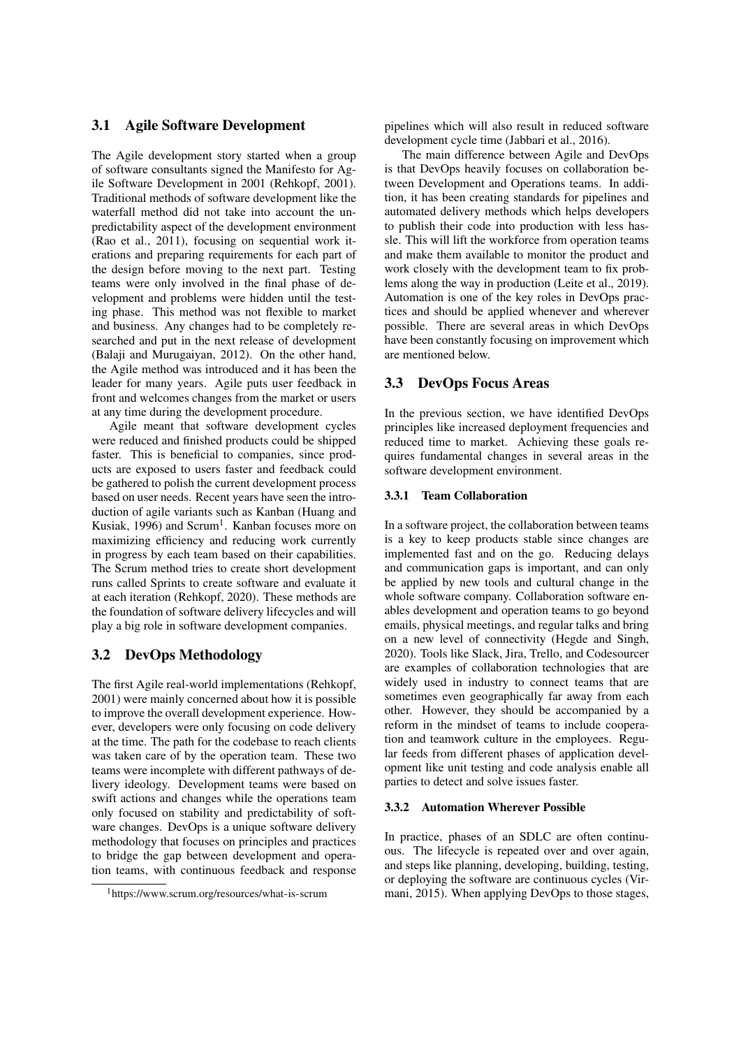### 3.1 Agile Software Development

The Agile development story started when a group of software consultants signed the Manifesto for Agile Software Development in 2001 (Rehkopf, 2001). Traditional methods of software development like the waterfall method did not take into account the unpredictability aspect of the development environment (Rao et al., 2011), focusing on sequential work iterations and preparing requirements for each part of the design before moving to the next part. Testing teams were only involved in the final phase of development and problems were hidden until the testing phase. This method was not flexible to market and business. Any changes had to be completely researched and put in the next release of development (Balaji and Murugaiyan, 2012). On the other hand, the Agile method was introduced and it has been the leader for many years. Agile puts user feedback in front and welcomes changes from the market or users at any time during the development procedure.

Agile meant that software development cycles were reduced and finished products could be shipped faster. This is beneficial to companies, since products are exposed to users faster and feedback could be gathered to polish the current development process based on user needs. Recent years have seen the introduction of agile variants such as Kanban (Huang and Kusiak, 1996) and Scrum[1]. Kanban focuses more on maximizing efficiency and reducing work currently in progress by each team based on their capabilities. The Scrum method tries to create short development runs called Sprints to create software and evaluate it at each iteration (Rehkopf, 2020). These methods are the foundation of software delivery lifecycles and will play a big role in software development companies.

### 3.2 DevOps Methodology

The first Agile real-world implementations (Rehkopf, 2001) were mainly concerned about how it is possible to improve the overall development experience. However, developers were only focusing on code delivery at the time. The path for the codebase to reach clients was taken care of by the operation team. These two teams were incomplete with different pathways of delivery ideology. Development teams were based on swift actions and changes while the operations team only focused on stability and predictability of software changes. DevOps is a unique software delivery methodology that focuses on principles and practices to bridge the gap between development and operation teams, with continuous feedback and response pipelines which will also result in reduced software development cycle time (Jabbari et al., 2016).

The main difference between Agile and DevOps is that DevOps heavily focuses on collaboration between Development and Operations teams. In addition, it has been creating standards for pipelines and automated delivery methods which helps developers to publish their code into production with less hassle. This will lift the workforce from operation teams and make them available to monitor the product and work closely with the development team to fix problems along the way in production (Leite et al., 2019). Automation is one of the key roles in DevOps practices and should be applied whenever and wherever possible. There are several areas in which DevOps have been constantly focusing on improvement which are mentioned below.

### 3.3 DevOps Focus Areas

In the previous section, we have identified DevOps principles like increased deployment frequencies and reduced time to market. Achieving these goals requires fundamental changes in several areas in the software development environment.

#### 3.3.1 Team Collaboration

In a software project, the collaboration between teams is a key to keep products stable since changes are implemented fast and on the go. Reducing delays and communication gaps is important, and can only be applied by new tools and cultural change in the whole software company. Collaboration software enables development and operation teams to go beyond emails, physical meetings, and regular talks and bring on a new level of connectivity (Hegde and Singh, 2020). Tools like Slack, Jira, Trello, and Codesourcer are examples of collaboration technologies that are widely used in industry to connect teams that are sometimes even geographically far away from each other. However, they should be accompanied by a reform in the mindset of teams to include cooperation and teamwork culture in the employees. Regular feeds from different phases of application development like unit testing and code analysis enable all parties to detect and solve issues faster.

#### 3.3.2 Automation Wherever Possible

In practice, phases of an SDLC are often continuous. The lifecycle is repeated over and over again, and steps like planning, developing, building, testing, or deploying the software are continuous cycles (Virmani, 2015). When applying DevOps to those stages,

[1] https://www.scrum.org/resources/what-is-scrum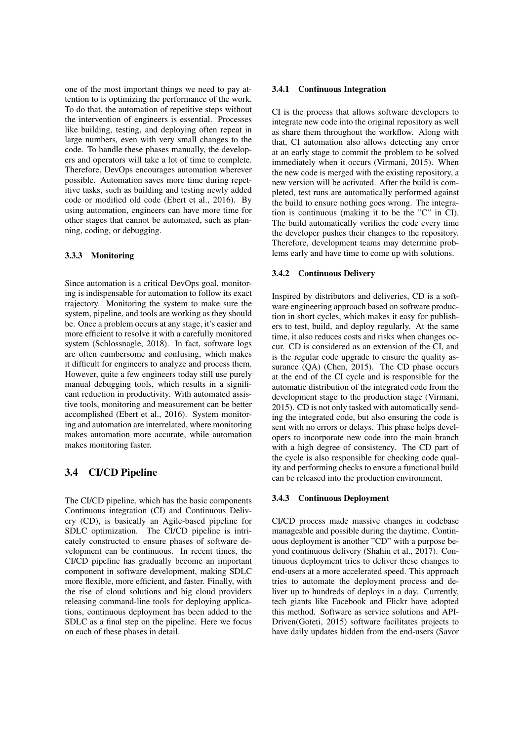one of the most important things we need to pay attention to is optimizing the performance of the work. To do that, the automation of repetitive steps without the intervention of engineers is essential. Processes like building, testing, and deploying often repeat in large numbers, even with very small changes to the code. To handle these phases manually, the developers and operators will take a lot of time to complete. Therefore, DevOps encourages automation wherever possible. Automation saves more time during repetitive tasks, such as building and testing newly added code or modified old code (Ebert et al., 2016). By using automation, engineers can have more time for other stages that cannot be automated, such as planning, coding, or debugging.

#### 3.3.3 Monitoring

Since automation is a critical DevOps goal, monitoring is indispensable for automation to follow its exact trajectory. Monitoring the system to make sure the system, pipeline, and tools are working as they should be. Once a problem occurs at any stage, it's easier and more efficient to resolve it with a carefully monitored system (Schlossnagle, 2018). In fact, software logs are often cumbersome and confusing, which makes it difficult for engineers to analyze and process them. However, quite a few engineers today still use purely manual debugging tools, which results in a significant reduction in productivity. With automated assistive tools, monitoring and measurement can be better accomplished (Ebert et al., 2016). System monitoring and automation are interrelated, where monitoring makes automation more accurate, while automation makes monitoring faster.

### 3.4 CI/CD Pipeline

The CI/CD pipeline, which has the basic components Continuous integration (CI) and Continuous Delivery (CD), is basically an Agile-based pipeline for SDLC optimization. The CI/CD pipeline is intricately constructed to ensure phases of software development can be continuous. In recent times, the CI/CD pipeline has gradually become an important component in software development, making SDLC more flexible, more efficient, and faster. Finally, with the rise of cloud solutions and big cloud providers releasing command-line tools for deploying applications, continuous deployment has been added to the SDLC as a final step on the pipeline. Here we focus on each of these phases in detail.

#### 3.4.1 Continuous Integration

CI is the process that allows software developers to integrate new code into the original repository as well as share them throughout the workflow. Along with that, CI automation also allows detecting any error at an early stage to commit the problem to be solved immediately when it occurs (Virmani, 2015). When the new code is merged with the existing repository, a new version will be activated. After the build is completed, test runs are automatically performed against the build to ensure nothing goes wrong. The integration is continuous (making it to be the "C" in CI). The build automatically verifies the code every time the developer pushes their changes to the repository. Therefore, development teams may determine problems early and have time to come up with solutions.

#### 3.4.2 Continuous Delivery

Inspired by distributors and deliveries, CD is a software engineering approach based on software production in short cycles, which makes it easy for publishers to test, build, and deploy regularly. At the same time, it also reduces costs and risks when changes occur. CD is considered as an extension of the CI, and is the regular code upgrade to ensure the quality assurance (QA) (Chen, 2015). The CD phase occurs at the end of the CI cycle and is responsible for the automatic distribution of the integrated code from the development stage to the production stage (Virmani, 2015). CD is not only tasked with automatically sending the integrated code, but also ensuring the code is sent with no errors or delays. This phase helps developers to incorporate new code into the main branch with a high degree of consistency. The CD part of the cycle is also responsible for checking code quality and performing checks to ensure a functional build can be released into the production environment.

#### 3.4.3 Continuous Deployment

CI/CD process made massive changes in codebase manageable and possible during the daytime. Continuous deployment is another "CD" with a purpose beyond continuous delivery (Shahin et al., 2017). Continuous deployment tries to deliver these changes to end-users at a more accelerated speed. This approach tries to automate the deployment process and deliver up to hundreds of deploys in a day. Currently, tech giants like Facebook and Flickr have adopted this method. Software as service solutions and API-Driven(Goteti, 2015) software facilitates projects to have daily updates hidden from the end-users (Savor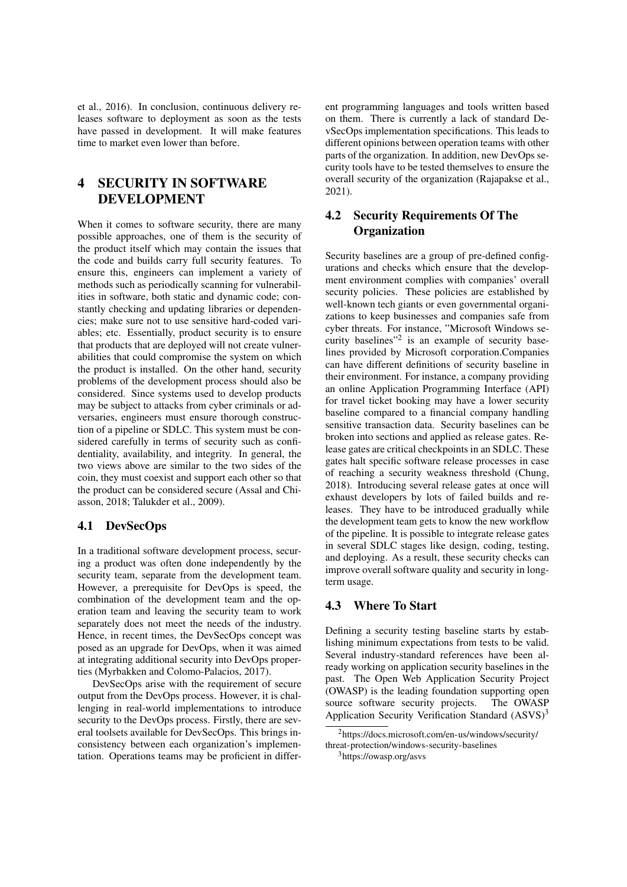et al., 2016). In conclusion, continuous delivery releases software to deployment as soon as the tests have passed in development. It will make features time to market even lower than before.

# 4 SECURITY IN SOFTWARE DEVELOPMENT

When it comes to software security, there are many possible approaches, one of them is the security of the product itself which may contain the issues that the code and builds carry full security features. To ensure this, engineers can implement a variety of methods such as periodically scanning for vulnerabilities in software, both static and dynamic code; constantly checking and updating libraries or dependencies; make sure not to use sensitive hard-coded variables; etc. Essentially, product security is to ensure that products that are deployed will not create vulnerabilities that could compromise the system on which the product is installed. On the other hand, security problems of the development process should also be considered. Since systems used to develop products may be subject to attacks from cyber criminals or adversaries, engineers must ensure thorough construction of a pipeline or SDLC. This system must be considered carefully in terms of security such as confidentiality, availability, and integrity. In general, the two views above are similar to the two sides of the coin, they must coexist and support each other so that the product can be considered secure (Assal and Chiasson, 2018; Talukder et al., 2009).

## 4.1 DevSecOps

In a traditional software development process, securing a product was often done independently by the security team, separate from the development team. However, a prerequisite for DevOps is speed, the combination of the development team and the operation team and leaving the security team to work separately does not meet the needs of the industry. Hence, in recent times, the DevSecOps concept was posed as an upgrade for DevOps, when it was aimed at integrating additional security into DevOps properties (Myrbakken and Colomo-Palacios, 2017).

DevSecOps arise with the requirement of secure output from the DevOps process. However, it is challenging in real-world implementations to introduce security to the DevOps process. Firstly, there are several toolsets available for DevSecOps. This brings inconsistency between each organization's implementation. Operations teams may be proficient in different programming languages and tools written based on them. There is currently a lack of standard DevSecOps implementation specifications. This leads to different opinions between operation teams with other parts of the organization. In addition, new DevOps security tools have to be tested themselves to ensure the overall security of the organization (Rajapakse et al., 2021).

## 4.2 Security Requirements Of The Organization

Security baselines are a group of pre-defined configurations and checks which ensure that the development environment complies with companies' overall security policies. These policies are established by well-known tech giants or even governmental organizations to keep businesses and companies safe from cyber threats. For instance, "Microsoft Windows security baselines"[2] is an example of security baselines provided by Microsoft corporation.Companies can have different definitions of security baseline in their environment. For instance, a company providing an online Application Programming Interface (API) for travel ticket booking may have a lower security baseline compared to a financial company handling sensitive transaction data. Security baselines can be broken into sections and applied as release gates. Release gates are critical checkpoints in an SDLC. These gates halt specific software release processes in case of reaching a security weakness threshold (Chung, 2018). Introducing several release gates at once will exhaust developers by lots of failed builds and releases. They have to be introduced gradually while the development team gets to know the new workflow of the pipeline. It is possible to integrate release gates in several SDLC stages like design, coding, testing, and deploying. As a result, these security checks can improve overall software quality and security in long-term usage.

## 4.3 Where To Start

Defining a security testing baseline starts by establishing minimum expectations from tests to be valid. Several industry-standard references have been already working on application security baselines in the past. The Open Web Application Security Project (OWASP) is the leading foundation supporting open source software security projects. The OWASP Application Security Verification Standard (ASVS)[3]

[2] https://docs.microsoft.com/en-us/windows/security/threat-protection/windows-security-baselines

[3] https://owasp.org/asvs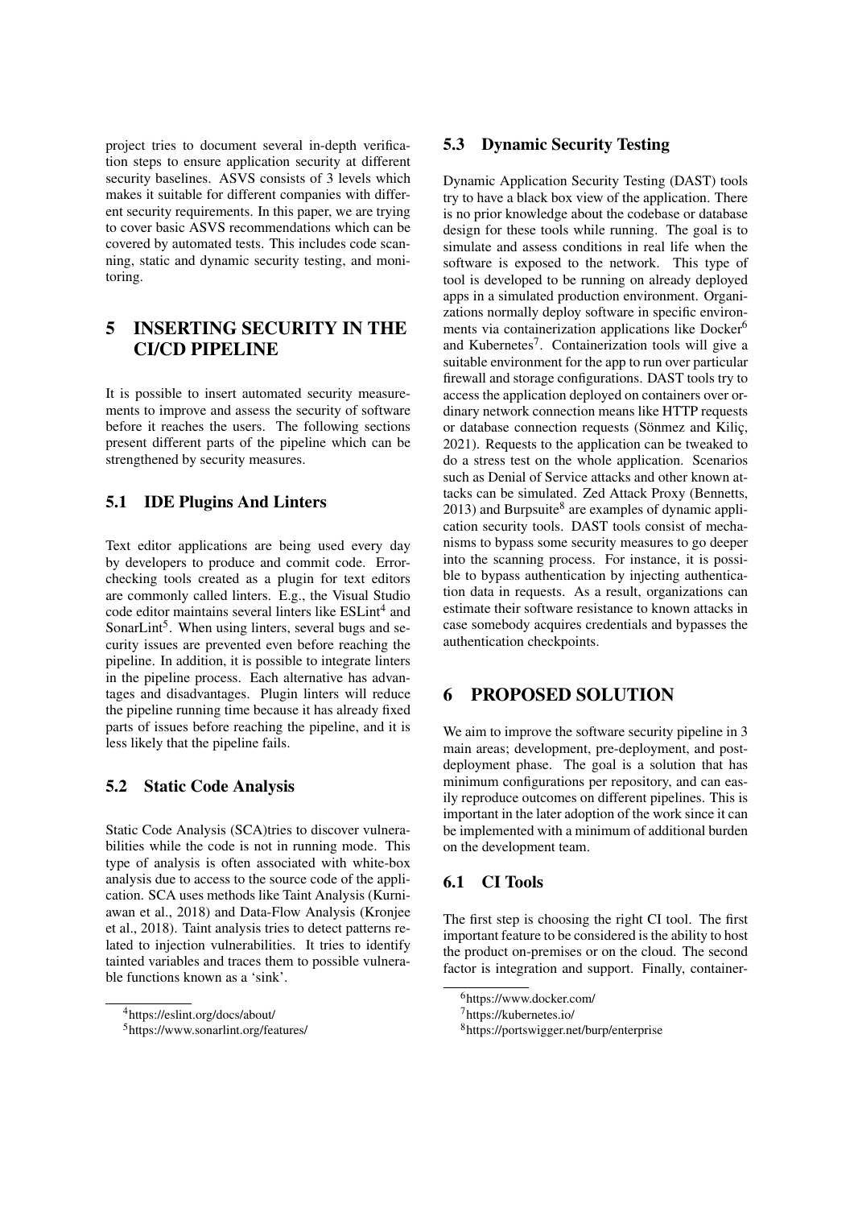project tries to document several in-depth verification steps to ensure application security at different security baselines. ASVS consists of 3 levels which makes it suitable for different companies with different security requirements. In this paper, we are trying to cover basic ASVS recommendations which can be covered by automated tests. This includes code scanning, static and dynamic security testing, and monitoring.

# 5 INSERTING SECURITY IN THE CI/CD PIPELINE

It is possible to insert automated security measurements to improve and assess the security of software before it reaches the users. The following sections present different parts of the pipeline which can be strengthened by security measures.

## 5.1 IDE Plugins And Linters

Text editor applications are being used every day by developers to produce and commit code. Error-checking tools created as a plugin for text editors are commonly called linters. E.g., the Visual Studio code editor maintains several linters like ESLint[4] and SonarLint[5]. When using linters, several bugs and security issues are prevented even before reaching the pipeline. In addition, it is possible to integrate linters in the pipeline process. Each alternative has advantages and disadvantages. Plugin linters will reduce the pipeline running time because it has already fixed parts of issues before reaching the pipeline, and it is less likely that the pipeline fails.

## 5.2 Static Code Analysis

Static Code Analysis (SCA)tries to discover vulnerabilities while the code is not in running mode. This type of analysis is often associated with white-box analysis due to access to the source code of the application. SCA uses methods like Taint Analysis (Kurniawan et al., 2018) and Data-Flow Analysis (Kronjee et al., 2018). Taint analysis tries to detect patterns related to injection vulnerabilities. It tries to identify tainted variables and traces them to possible vulnerable functions known as a 'sink'.

[4] https://eslint.org/docs/about/

[5] https://www.sonarlint.org/features/

## 5.3 Dynamic Security Testing

Dynamic Application Security Testing (DAST) tools try to have a black box view of the application. There is no prior knowledge about the codebase or database design for these tools while running. The goal is to simulate and assess conditions in real life when the software is exposed to the network. This type of tool is developed to be running on already deployed apps in a simulated production environment. Organizations normally deploy software in specific environments via containerization applications like Docker[6] and Kubernetes[7]. Containerization tools will give a suitable environment for the app to run over particular firewall and storage configurations. DAST tools try to access the application deployed on containers over ordinary network connection means like HTTP requests or database connection requests (Sönmez and Kiliç, 2021). Requests to the application can be tweaked to do a stress test on the whole application. Scenarios such as Denial of Service attacks and other known attacks can be simulated. Zed Attack Proxy (Bennetts, 2013) and Burpsuite[8] are examples of dynamic application security tools. DAST tools consist of mechanisms to bypass some security measures to go deeper into the scanning process. For instance, it is possible to bypass authentication by injecting authentication data in requests. As a result, organizations can estimate their software resistance to known attacks in case somebody acquires credentials and bypasses the authentication checkpoints.

# 6 PROPOSED SOLUTION

We aim to improve the software security pipeline in 3 main areas; development, pre-deployment, and post-deployment phase. The goal is a solution that has minimum configurations per repository, and can easily reproduce outcomes on different pipelines. This is important in the later adoption of the work since it can be implemented with a minimum of additional burden on the development team.

## 6.1 CI Tools

The first step is choosing the right CI tool. The first important feature to be considered is the ability to host the product on-premises or on the cloud. The second factor is integration and support. Finally, container-

[6] https://www.docker.com/

[7] https://kubernetes.io/

[8] https://portswigger.net/burp/enterprise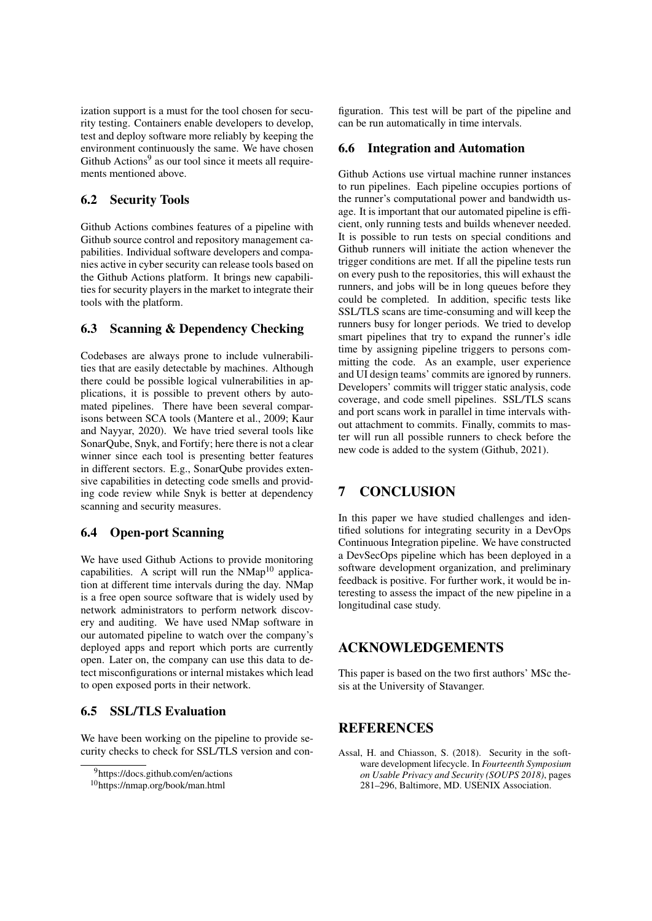ization support is a must for the tool chosen for security testing. Containers enable developers to develop, test and deploy software more reliably by keeping the environment continuously the same. We have chosen Github Actions[9] as our tool since it meets all requirements mentioned above.

## 6.2 Security Tools

Github Actions combines features of a pipeline with Github source control and repository management capabilities. Individual software developers and companies active in cyber security can release tools based on the Github Actions platform. It brings new capabilities for security players in the market to integrate their tools with the platform.

## 6.3 Scanning & Dependency Checking

Codebases are always prone to include vulnerabilities that are easily detectable by machines. Although there could be possible logical vulnerabilities in applications, it is possible to prevent others by automated pipelines. There have been several comparisons between SCA tools (Mantere et al., 2009; Kaur and Nayyar, 2020). We have tried several tools like SonarQube, Snyk, and Fortify; here there is not a clear winner since each tool is presenting better features in different sectors. E.g., SonarQube provides extensive capabilities in detecting code smells and providing code review while Snyk is better at dependency scanning and security measures.

## 6.4 Open-port Scanning

We have used Github Actions to provide monitoring capabilities. A script will run the NMap[10] application at different time intervals during the day. NMap is a free open source software that is widely used by network administrators to perform network discovery and auditing. We have used NMap software in our automated pipeline to watch over the company's deployed apps and report which ports are currently open. Later on, the company can use this data to detect misconfigurations or internal mistakes which lead to open exposed ports in their network.

## 6.5 SSL/TLS Evaluation

We have been working on the pipeline to provide security checks to check for SSL/TLS version and configuration. This test will be part of the pipeline and can be run automatically in time intervals.

## 6.6 Integration and Automation

Github Actions use virtual machine runner instances to run pipelines. Each pipeline occupies portions of the runner's computational power and bandwidth usage. It is important that our automated pipeline is efficient, only running tests and builds whenever needed. It is possible to run tests on special conditions and Github runners will initiate the action whenever the trigger conditions are met. If all the pipeline tests run on every push to the repositories, this will exhaust the runners, and jobs will be in long queues before they could be completed. In addition, specific tests like SSL/TLS scans are time-consuming and will keep the runners busy for longer periods. We tried to develop smart pipelines that try to expand the runner's idle time by assigning pipeline triggers to persons committing the code. As an example, user experience and UI design teams' commits are ignored by runners. Developers' commits will trigger static analysis, code coverage, and code smell pipelines. SSL/TLS scans and port scans work in parallel in time intervals without attachment to commits. Finally, commits to master will run all possible runners to check before the new code is added to the system (Github, 2021).

# 7 CONCLUSION

In this paper we have studied challenges and identified solutions for integrating security in a DevOps Continuous Integration pipeline. We have constructed a DevSecOps pipeline which has been deployed in a software development organization, and preliminary feedback is positive. For further work, it would be interesting to assess the impact of the new pipeline in a longitudinal case study.

# ACKNOWLEDGEMENTS

This paper is based on the two first authors' MSc thesis at the University of Stavanger.

# REFERENCES

Assal, H. and Chiasson, S. (2018). Security in the software development lifecycle. In *Fourteenth Symposium on Usable Privacy and Security (SOUPS 2018)*, pages 281–296, Baltimore, MD. USENIX Association.

---

[9] https://docs.github.com/en/actions

[10] https://nmap.org/book/man.html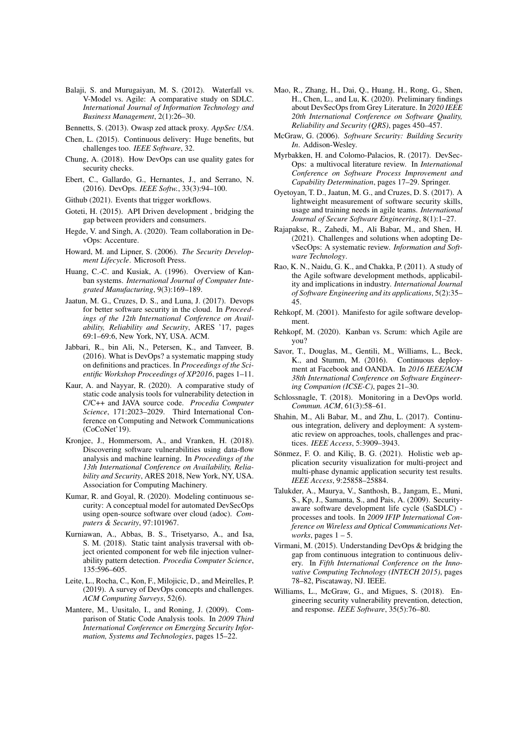Balaji, S. and Murugaiyan, M. S. (2012). Waterfall vs. V-Model vs. Agile: A comparative study on SDLC. *International Journal of Information Technology and Business Management*, 2(1):26–30.

Bennetts, S. (2013). Owasp zed attack proxy. *AppSec USA*.

Chen, L. (2015). Continuous delivery: Huge benefits, but challenges too. *IEEE Software*, 32.

Chung, A. (2018). How DevOps can use quality gates for security checks.

Ebert, C., Gallardo, G., Hernantes, J., and Serrano, N. (2016). DevOps. *IEEE Softw.*, 33(3):94–100.

Github (2021). Events that trigger workflows.

Goteti, H. (2015). API Driven development , bridging the gap between providers and consumers.

Hegde, V. and Singh, A. (2020). Team collaboration in DevOps: Accenture.

Howard, M. and Lipner, S. (2006). *The Security Development Lifecycle*. Microsoft Press.

Huang, C.-C. and Kusiak, A. (1996). Overview of Kanban systems. *International Journal of Computer Integrated Manufacturing*, 9(3):169–189.

Jaatun, M. G., Cruzes, D. S., and Luna, J. (2017). Devops for better software security in the cloud. In *Proceedings of the 12th International Conference on Availability, Reliability and Security*, ARES '17, pages 69:1–69:6, New York, NY, USA. ACM.

Jabbari, R., bin Ali, N., Petersen, K., and Tanveer, B. (2016). What is DevOps? a systematic mapping study on definitions and practices. In *Proceedings of the Scientific Workshop Proceedings of XP2016*, pages 1–11.

Kaur, A. and Nayyar, R. (2020). A comparative study of static code analysis tools for vulnerability detection in C/C++ and JAVA source code. *Procedia Computer Science*, 171:2023–2029. Third International Conference on Computing and Network Communications (CoCoNet'19).

Kronjee, J., Hommersom, A., and Vranken, H. (2018). Discovering software vulnerabilities using data-flow analysis and machine learning. In *Proceedings of the 13th International Conference on Availability, Reliability and Security*, ARES 2018, New York, NY, USA. Association for Computing Machinery.

Kumar, R. and Goyal, R. (2020). Modeling continuous security: A conceptual model for automated DevSecOps using open-source software over cloud (adoc). *Computers & Security*, 97:101967.

Kurniawan, A., Abbas, B. S., Trisetyarso, A., and Isa, S. M. (2018). Static taint analysis traversal with object oriented component for web file injection vulnerability pattern detection. *Procedia Computer Science*, 135:596–605.

Leite, L., Rocha, C., Kon, F., Milojicic, D., and Meirelles, P. (2019). A survey of DevOps concepts and challenges. *ACM Computing Surveys*, 52(6).

Mantere, M., Uusitalo, I., and Roning, J. (2009). Comparison of Static Code Analysis tools. In *2009 Third International Conference on Emerging Security Information, Systems and Technologies*, pages 15–22.

Mao, R., Zhang, H., Dai, Q., Huang, H., Rong, G., Shen, H., Chen, L., and Lu, K. (2020). Preliminary findings about DevSecOps from Grey Literature. In *2020 IEEE 20th International Conference on Software Quality, Reliability and Security (QRS)*, pages 450–457.

McGraw, G. (2006). *Software Security: Building Security In*. Addison-Wesley.

Myrbakken, H. and Colomo-Palacios, R. (2017). DevSecOps: a multivocal literature review. In *International Conference on Software Process Improvement and Capability Determination*, pages 17–29. Springer.

Oyetoyan, T. D., Jaatun, M. G., and Cruzes, D. S. (2017). A lightweight measurement of software security skills, usage and training needs in agile teams. *International Journal of Secure Software Engineering*, 8(1):1–27.

Rajapakse, R., Zahedi, M., Ali Babar, M., and Shen, H. (2021). Challenges and solutions when adopting DevSecOps: A systematic review. *Information and Software Technology*.

Rao, K. N., Naidu, G. K., and Chakka, P. (2011). A study of the Agile software development methods, applicability and implications in industry. *International Journal of Software Engineering and its applications*, 5(2):35–45.

Rehkopf, M. (2001). Manifesto for agile software development.

Rehkopf, M. (2020). Kanban vs. Scrum: which Agile are you?

Savor, T., Douglas, M., Gentili, M., Williams, L., Beck, K., and Stumm, M. (2016). Continuous deployment at Facebook and OANDA. In *2016 IEEE/ACM 38th International Conference on Software Engineering Companion (ICSE-C)*, pages 21–30.

Schlossnagle, T. (2018). Monitoring in a DevOps world. *Commun. ACM*, 61(3):58–61.

Shahin, M., Ali Babar, M., and Zhu, L. (2017). Continuous integration, delivery and deployment: A systematic review on approaches, tools, challenges and practices. *IEEE Access*, 5:3909–3943.

Sönmez, F. O. and Kiliç, B. G. (2021). Holistic web application security visualization for multi-project and multi-phase dynamic application security test results. *IEEE Access*, 9:25858–25884.

Talukder, A., Maurya, V., Santhosh, B., Jangam, E., Muni, S., Kp, J., Samanta, S., and Pais, A. (2009). Security-aware software development life cycle (SaSDLC) - processes and tools. In *2009 IFIP International Conference on Wireless and Optical Communications Networks*, pages 1 – 5.

Virmani, M. (2015). Understanding DevOps & bridging the gap from continuous integration to continuous delivery. In *Fifth International Conference on the Innovative Computing Technology (INTECH 2015)*, pages 78–82, Piscataway, NJ. IEEE.

Williams, L., McGraw, G., and Migues, S. (2018). Engineering security vulnerability prevention, detection, and response. *IEEE Software*, 35(5):76–80.